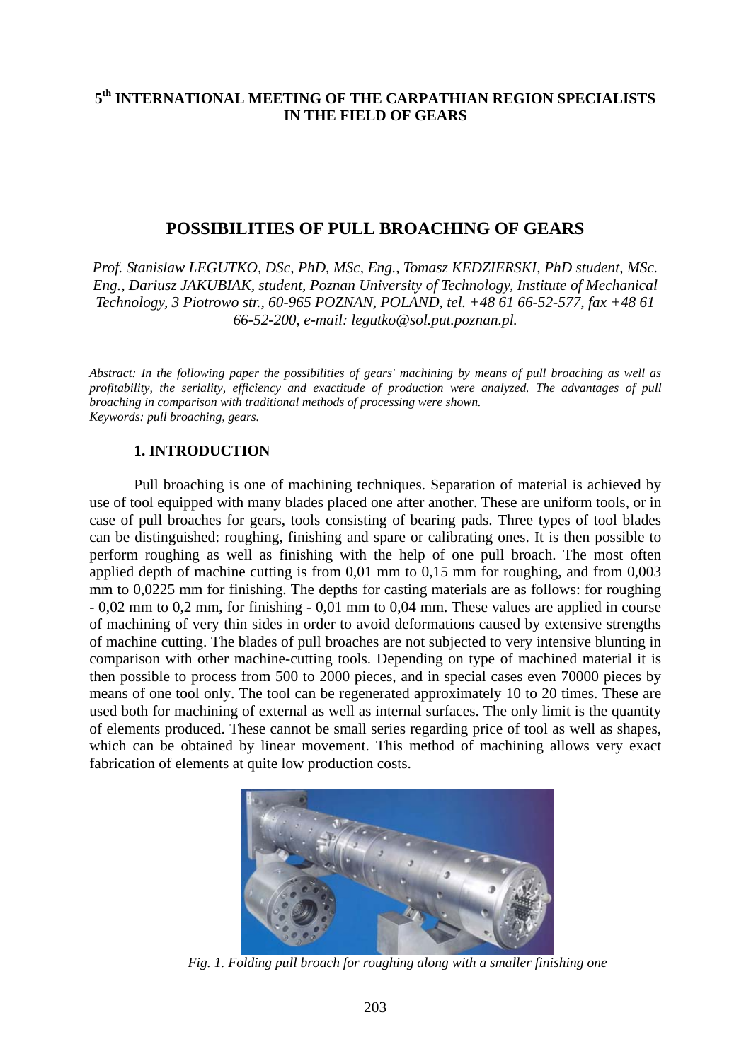**5th INTERNATIONAL MEETING OF THE CARPATHIAN REGION SPECIALISTS IN THE FIELD OF GEARS**

# POSSIBILITIES OF PULL BROACHING OF GEARS

*Prof. Stanislaw LEGUTKO, DSc, PhD, MSc, Eng., Tomasz KEDZIERSKI, PhD student, MSc. Eng., Dariusz JAKUBIAK, student, Poznan University of Technology, Institute of Mechanical Technology, 3 Piotrowo str., 60-965 POZNAN, POLAND, tel. +48 61 66-52-577, fax +48 61 66-52-200, e-mail: legutko@sol.put.poznan.pl.*

*Abstract: In the following paper the possibilities of gears' machining by means of pull broaching as well as profitability, the seriality, efficiency and exactitude of production were analyzed. The advantages of pull broaching in comparison with traditional methods of processing were shown.*
*Keywords: pull broaching, gears.*

## 1. INTRODUCTION

Pull broaching is one of machining techniques. Separation of material is achieved by use of tool equipped with many blades placed one after another. These are uniform tools, or in case of pull broaches for gears, tools consisting of bearing pads. Three types of tool blades can be distinguished: roughing, finishing and spare or calibrating ones. It is then possible to perform roughing as well as finishing with the help of one pull broach. The most often applied depth of machine cutting is from 0,01 mm to 0,15 mm for roughing, and from 0,003 mm to 0,0225 mm for finishing. The depths for casting materials are as follows: for roughing - 0,02 mm to 0,2 mm, for finishing - 0,01 mm to 0,04 mm. These values are applied in course of machining of very thin sides in order to avoid deformations caused by extensive strengths of machine cutting. The blades of pull broaches are not subjected to very intensive blunting in comparison with other machine-cutting tools. Depending on type of machined material it is then possible to process from 500 to 2000 pieces, and in special cases even 70000 pieces by means of one tool only. The tool can be regenerated approximately 10 to 20 times. These are used both for machining of external as well as internal surfaces. The only limit is the quantity of elements produced. These cannot be small series regarding price of tool as well as shapes, which can be obtained by linear movement. This method of machining allows very exact fabrication of elements at quite low production costs.

*Fig. 1. Folding pull broach for roughing along with a smaller finishing one*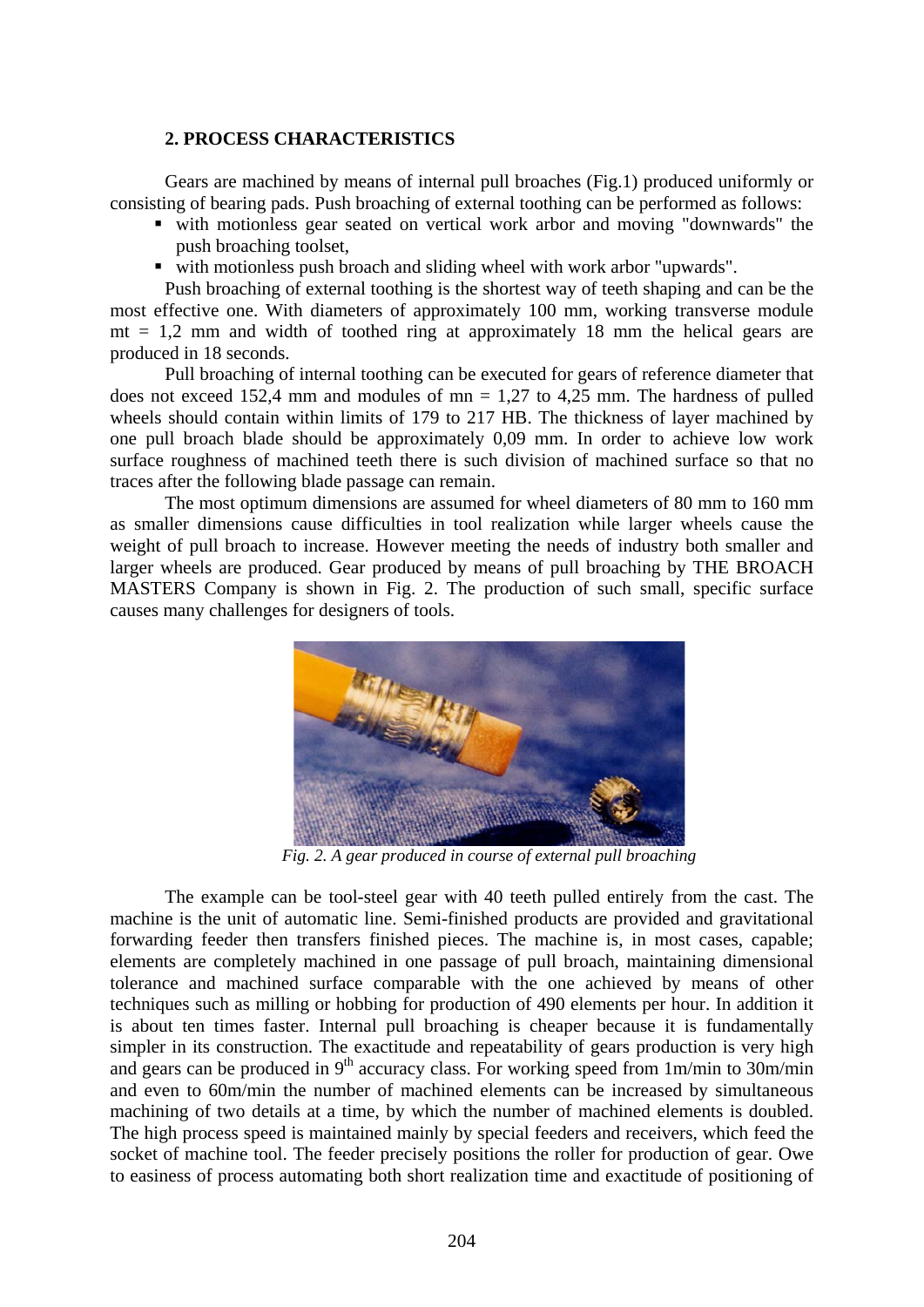## 2. PROCESS CHARACTERISTICS

Gears are machined by means of internal pull broaches (Fig.1) produced uniformly or consisting of bearing pads. Push broaching of external toothing can be performed as follows:

- with motionless gear seated on vertical work arbor and moving "downwards" the push broaching toolset,
- with motionless push broach and sliding wheel with work arbor "upwards".

Push broaching of external toothing is the shortest way of teeth shaping and can be the most effective one. With diameters of approximately 100 mm, working transverse module $m_t$ = 1,2 mm and width of toothed ring at approximately 18 mm the helical gears are produced in 18 seconds.

Pull broaching of internal toothing can be executed for gears of reference diameter that does not exceed 152,4 mm and modules of $m_n$ = 1,27 to 4,25 mm. The hardness of pulled wheels should contain within limits of 179 to 217 HB. The thickness of layer machined by one pull broach blade should be approximately 0,09 mm. In order to achieve low work surface roughness of machined teeth there is such division of machined surface so that no traces after the following blade passage can remain.

The most optimum dimensions are assumed for wheel diameters of 80 mm to 160 mm as smaller dimensions cause difficulties in tool realization while larger wheels cause the weight of pull broach to increase. However meeting the needs of industry both smaller and larger wheels are produced. Gear produced by means of pull broaching by THE BROACH MASTERS Company is shown in Fig. 2. The production of such small, specific surface causes many challenges for designers of tools.

*Fig. 2. A gear produced in course of external pull broaching*

The example can be tool-steel gear with 40 teeth pulled entirely from the cast. The machine is the unit of automatic line. Semi-finished products are provided and gravitational forwarding feeder then transfers finished pieces. The machine is, in most cases, capable; elements are completely machined in one passage of pull broach, maintaining dimensional tolerance and machined surface comparable with the one achieved by means of other techniques such as milling or hobbing for production of 490 elements per hour. In addition it is about ten times faster. Internal pull broaching is cheaper because it is fundamentally simpler in its construction. The exactitude and repeatability of gears production is very high and gears can be produced in 9th accuracy class. For working speed from 1m/min to 30m/min and even to 60m/min the number of machined elements can be increased by simultaneous machining of two details at a time, by which the number of machined elements is doubled. The high process speed is maintained mainly by special feeders and receivers, which feed the socket of machine tool. The feeder precisely positions the roller for production of gear. Owe to easiness of process automating both short realization time and exactitude of positioning of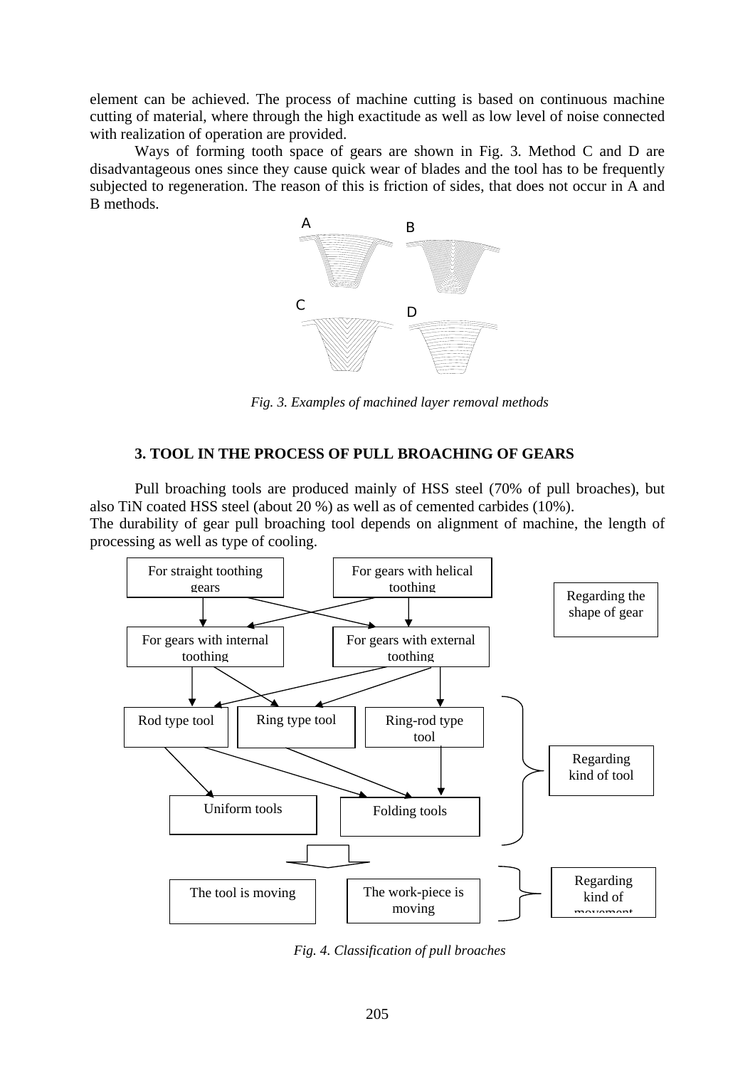element can be achieved. The process of machine cutting is based on continuous machine cutting of material, where through the high exactitude as well as low level of noise connected with realization of operation are provided.

Ways of forming tooth space of gears are shown in Fig. 3. Method C and D are disadvantageous ones since they cause quick wear of blades and the tool has to be frequently subjected to regeneration. The reason of this is friction of sides, that does not occur in A and B methods.

*Fig. 3. Examples of machined layer removal methods*

### 3. TOOL IN THE PROCESS OF PULL BROACHING OF GEARS

Pull broaching tools are produced mainly of HSS steel (70% of pull broaches), but also TiN coated HSS steel (about 20 %) as well as of cemented carbides (10%).
The durability of gear pull broaching tool depends on alignment of machine, the length of processing as well as type of cooling.

For straight toothing gears | For gears with helical toothing | Regarding the shape of gear

For gears with internal toothing | For gears with external toothing

Rod type tool | Ring type tool | Ring-rod type tool | Regarding kind of tool

Uniform tools | Folding tools

The tool is moving | The work-piece is moving | Regarding kind of movement

*Fig. 4. Classification of pull broaches*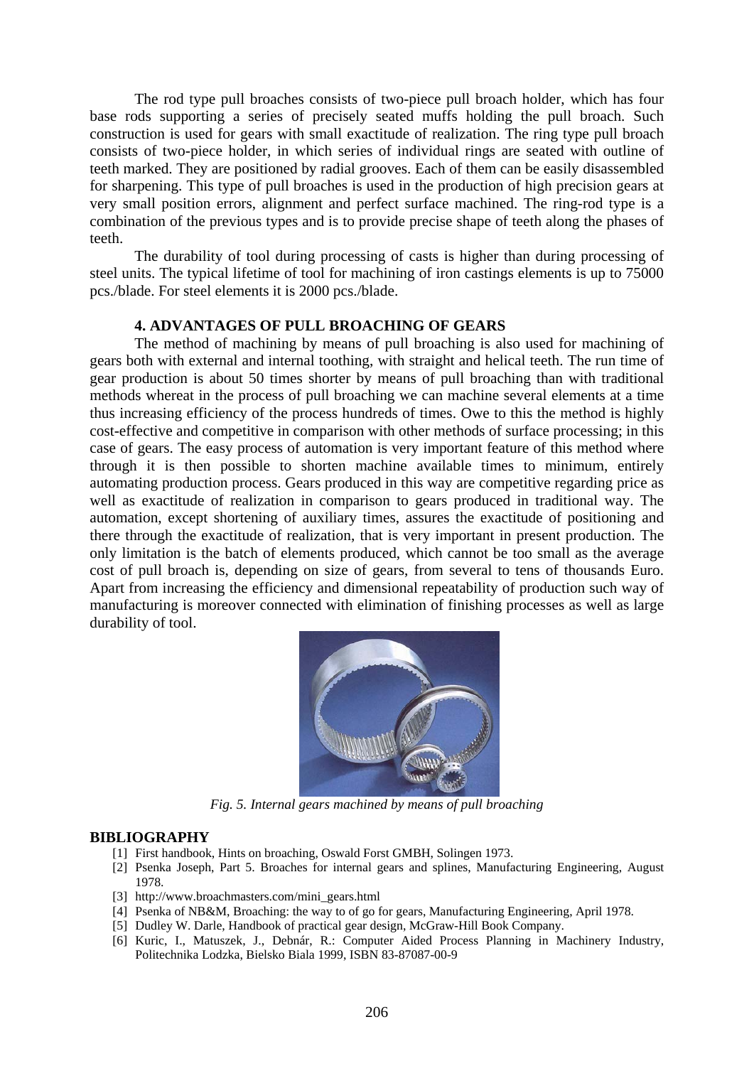The rod type pull broaches consists of two-piece pull broach holder, which has four base rods supporting a series of precisely seated muffs holding the pull broach. Such construction is used for gears with small exactitude of realization. The ring type pull broach consists of two-piece holder, in which series of individual rings are seated with outline of teeth marked. They are positioned by radial grooves. Each of them can be easily disassembled for sharpening. This type of pull broaches is used in the production of high precision gears at very small position errors, alignment and perfect surface machined. The ring-rod type is a combination of the previous types and is to provide precise shape of teeth along the phases of teeth.

The durability of tool during processing of casts is higher than during processing of steel units. The typical lifetime of tool for machining of iron castings elements is up to 75000 pcs./blade. For steel elements it is 2000 pcs./blade.

## 4. ADVANTAGES OF PULL BROACHING OF GEARS

The method of machining by means of pull broaching is also used for machining of gears both with external and internal toothing, with straight and helical teeth. The run time of gear production is about 50 times shorter by means of pull broaching than with traditional methods whereat in the process of pull broaching we can machine several elements at a time thus increasing efficiency of the process hundreds of times. Owe to this the method is highly cost-effective and competitive in comparison with other methods of surface processing; in this case of gears. The easy process of automation is very important feature of this method where through it is then possible to shorten machine available times to minimum, entirely automating production process. Gears produced in this way are competitive regarding price as well as exactitude of realization in comparison to gears produced in traditional way. The automation, except shortening of auxiliary times, assures the exactitude of positioning and there through the exactitude of realization, that is very important in present production. The only limitation is the batch of elements produced, which cannot be too small as the average cost of pull broach is, depending on size of gears, from several to tens of thousands Euro. Apart from increasing the efficiency and dimensional repeatability of production such way of manufacturing is moreover connected with elimination of finishing processes as well as large durability of tool.

*Fig. 5. Internal gears machined by means of pull broaching*

## BIBLIOGRAPHY

1. First handbook, Hints on broaching, Oswald Forst GMBH, Solingen 1973.
2. Psenka Joseph, Part 5. Broaches for internal gears and splines, Manufacturing Engineering, August 1978.
3. http://www.broachmasters.com/mini_gears.html
4. Psenka of NB&M, Broaching: the way to of go for gears, Manufacturing Engineering, April 1978.
5. Dudley W. Darle, Handbook of practical gear design, McGraw-Hill Book Company.
6. Kuric, I., Matuszek, J., Debnár, R.: Computer Aided Process Planning in Machinery Industry, Politechnika Lodzka, Bielsko Biala 1999, ISBN 83-87087-00-9